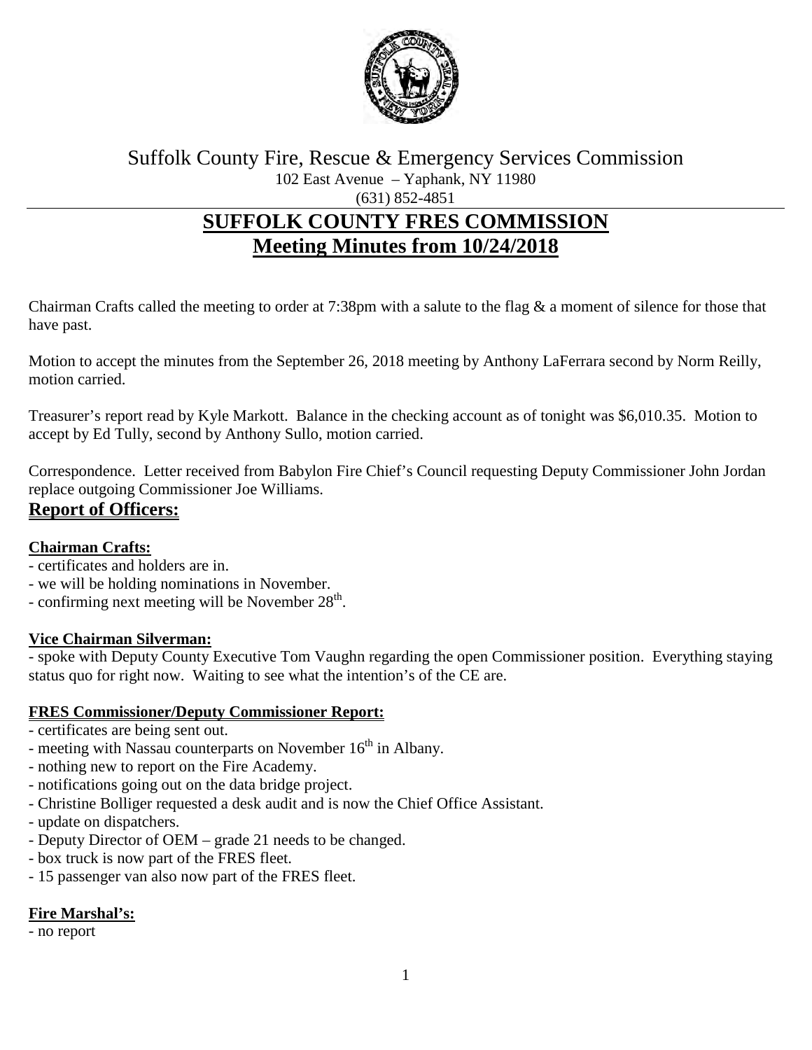Suffolk County Fire, Rescue & Emergency Services Commission
102 East Avenue – Yaphank, NY 11980
(631) 852-4851

# SUFFOLK COUNTY FRES COMMISSION
# Meeting Minutes from 10/24/2018

Chairman Crafts called the meeting to order at 7:38pm with a salute to the flag & a moment of silence for those that have past.

Motion to accept the minutes from the September 26, 2018 meeting by Anthony LaFerrara second by Norm Reilly, motion carried.

Treasurer's report read by Kyle Markott. Balance in the checking account as of tonight was $6,010.35. Motion to accept by Ed Tully, second by Anthony Sullo, motion carried.

Correspondence. Letter received from Babylon Fire Chief's Council requesting Deputy Commissioner John Jordan replace outgoing Commissioner Joe Williams.

## Report of Officers:

### Chairman Crafts:

- certificates and holders are in.
- we will be holding nominations in November.
- confirming next meeting will be November 28th.

### Vice Chairman Silverman:

- spoke with Deputy County Executive Tom Vaughn regarding the open Commissioner position. Everything staying status quo for right now. Waiting to see what the intention's of the CE are.

### FRES Commissioner/Deputy Commissioner Report:

- certificates are being sent out.
- meeting with Nassau counterparts on November 16th in Albany.
- nothing new to report on the Fire Academy.
- notifications going out on the data bridge project.
- Christine Bolliger requested a desk audit and is now the Chief Office Assistant.
- update on dispatchers.
- Deputy Director of OEM – grade 21 needs to be changed.
- box truck is now part of the FRES fleet.
- 15 passenger van also now part of the FRES fleet.

### Fire Marshal's:

- no report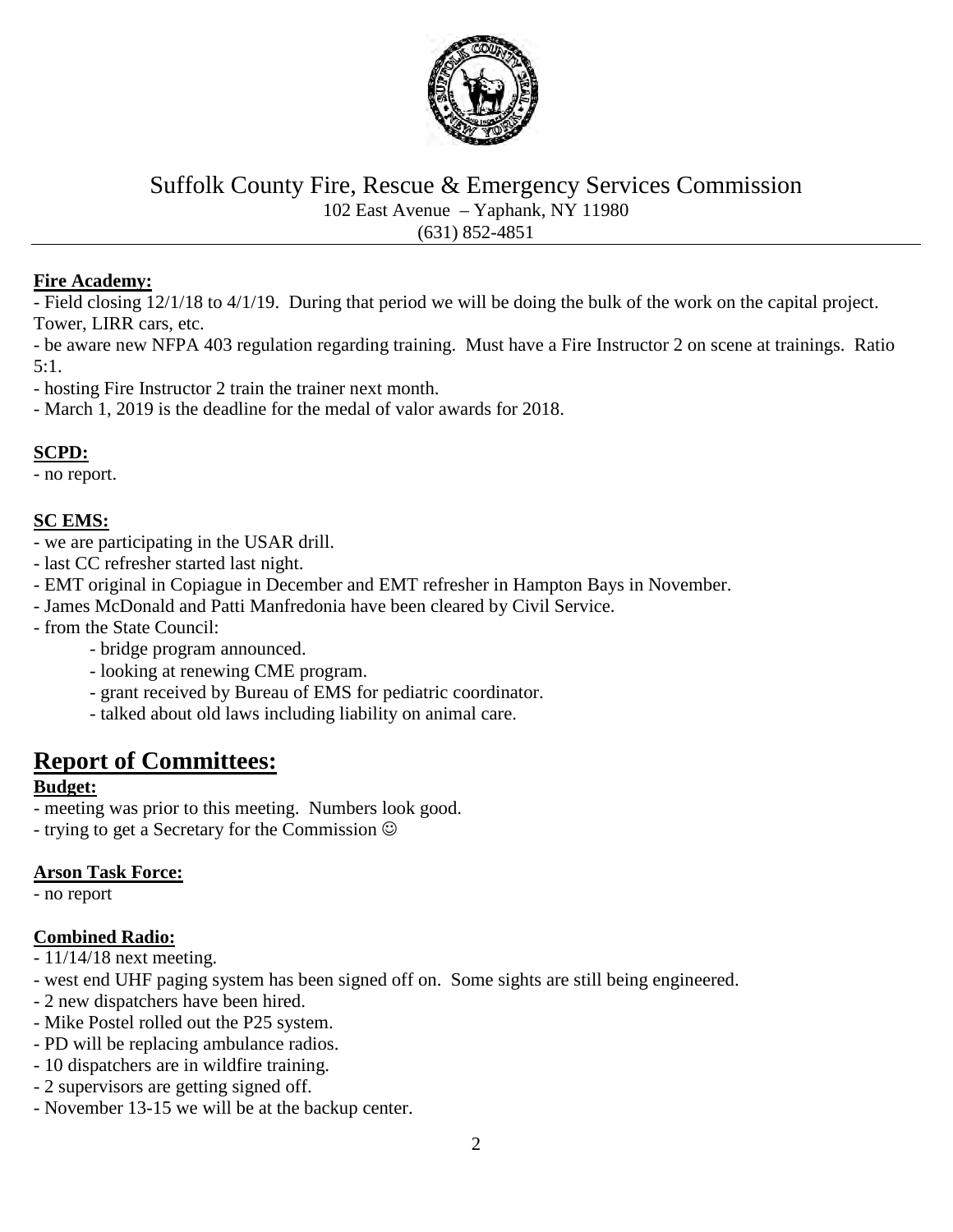Suffolk County Fire, Rescue & Emergency Services Commission
102 East Avenue – Yaphank, NY 11980
(631) 852-4851

**Fire Academy:**

- Field closing 12/1/18 to 4/1/19. During that period we will be doing the bulk of the work on the capital project. Tower, LIRR cars, etc.
- be aware new NFPA 403 regulation regarding training. Must have a Fire Instructor 2 on scene at trainings. Ratio 5:1.
- hosting Fire Instructor 2 train the trainer next month.
- March 1, 2019 is the deadline for the medal of valor awards for 2018.

**SCPD:**

- no report.

**SC EMS:**

- we are participating in the USAR drill.
- last CC refresher started last night.
- EMT original in Copiague in December and EMT refresher in Hampton Bays in November.
- James McDonald and Patti Manfredonia have been cleared by Civil Service.
- from the State Council:
  - bridge program announced.
  - looking at renewing CME program.
  - grant received by Bureau of EMS for pediatric coordinator.
  - talked about old laws including liability on animal care.

# Report of Committees:

**Budget:**

- meeting was prior to this meeting. Numbers look good.
- trying to get a Secretary for the Commission ☺

**Arson Task Force:**

- no report

**Combined Radio:**

- 11/14/18 next meeting.
- west end UHF paging system has been signed off on. Some sights are still being engineered.
- 2 new dispatchers have been hired.
- Mike Postel rolled out the P25 system.
- PD will be replacing ambulance radios.
- 10 dispatchers are in wildfire training.
- 2 supervisors are getting signed off.
- November 13-15 we will be at the backup center.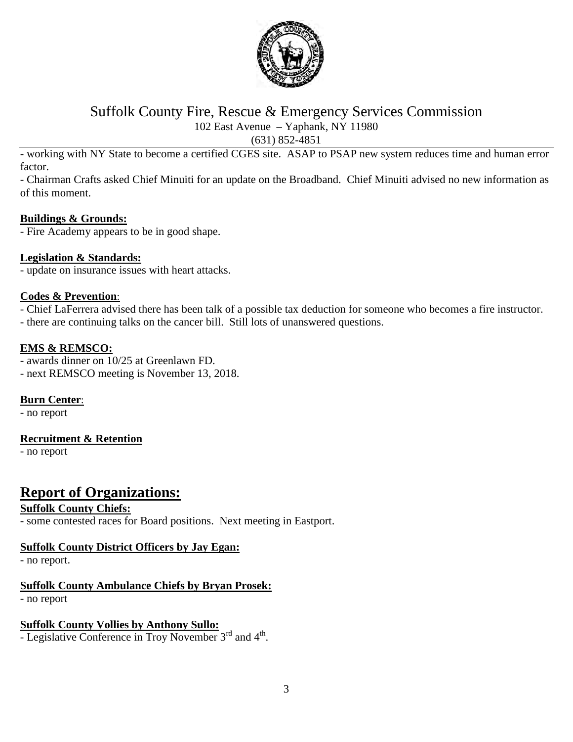- working with NY State to become a certified CGES site. ASAP to PSAP new system reduces time and human error factor.

- Chairman Crafts asked Chief Minuiti for an update on the Broadband. Chief Minuiti advised no new information as of this moment.

**Buildings & Grounds:**

- Fire Academy appears to be in good shape.

**Legislation & Standards:**

- update on insurance issues with heart attacks.

**Codes & Prevention**:

- Chief LaFerrera advised there has been talk of a possible tax deduction for someone who becomes a fire instructor.
- there are continuing talks on the cancer bill. Still lots of unanswered questions.

**EMS & REMSCO:**

- awards dinner on 10/25 at Greenlawn FD.
- next REMSCO meeting is November 13, 2018.

**Burn Center**:

- no report

**Recruitment & Retention**

- no report

# Report of Organizations:

**Suffolk County Chiefs:**

- some contested races for Board positions. Next meeting in Eastport.

**Suffolk County District Officers by Jay Egan:**

- no report.

**Suffolk County Ambulance Chiefs by Bryan Prosek:**

- no report

**Suffolk County Vollies by Anthony Sullo:**

- Legislative Conference in Troy November 3rd and 4th.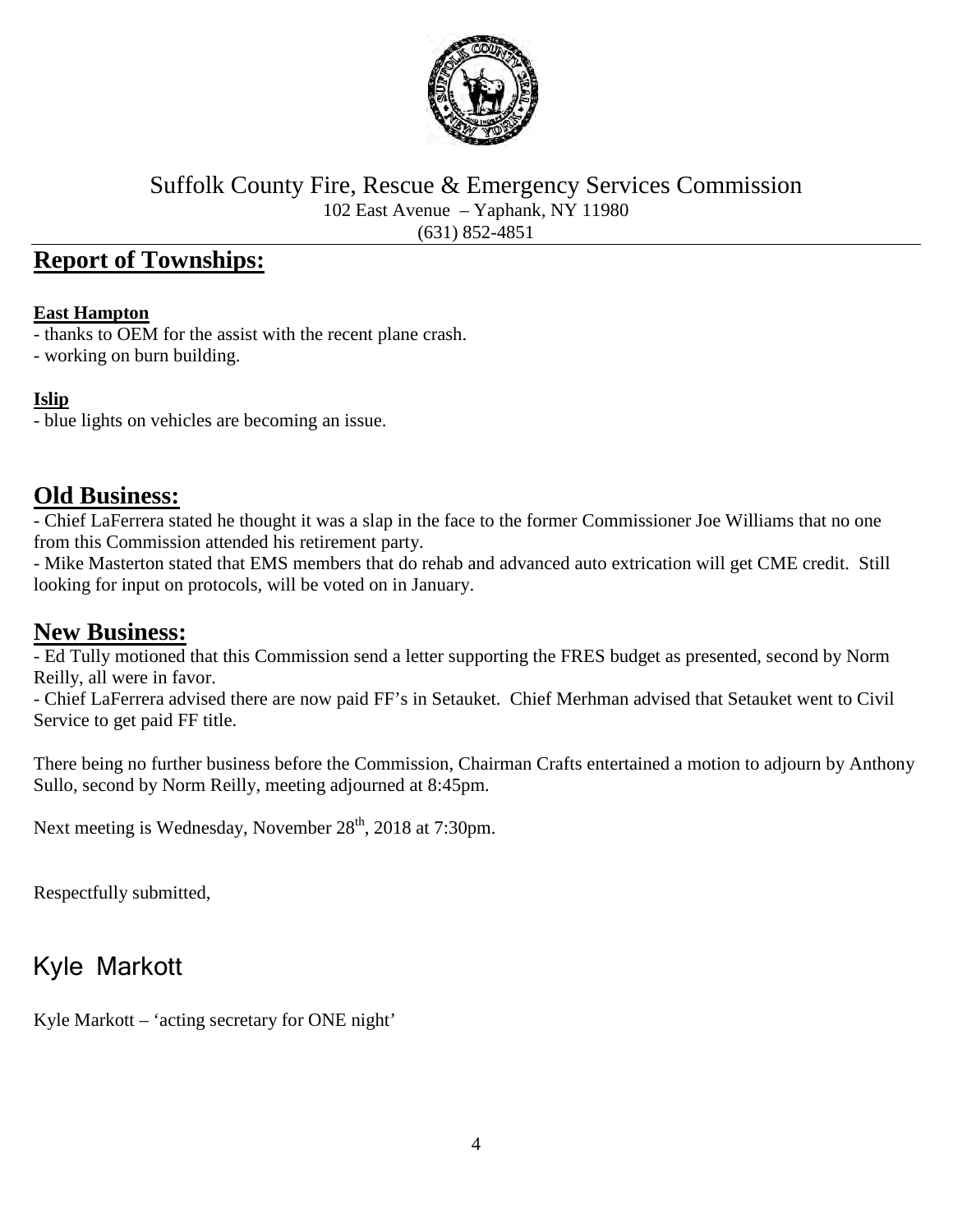Suffolk County Fire, Rescue & Emergency Services Commission
102 East Avenue – Yaphank, NY 11980
(631) 852-4851

## Report of Townships:

**East Hampton**

- thanks to OEM for the assist with the recent plane crash.
- working on burn building.

**Islip**

- blue lights on vehicles are becoming an issue.

## Old Business:

- Chief LaFerrera stated he thought it was a slap in the face to the former Commissioner Joe Williams that no one from this Commission attended his retirement party.
- Mike Masterton stated that EMS members that do rehab and advanced auto extrication will get CME credit. Still looking for input on protocols, will be voted on in January.

## New Business:

- Ed Tully motioned that this Commission send a letter supporting the FRES budget as presented, second by Norm Reilly, all were in favor.
- Chief LaFerrera advised there are now paid FF's in Setauket. Chief Merhman advised that Setauket went to Civil Service to get paid FF title.

There being no further business before the Commission, Chairman Crafts entertained a motion to adjourn by Anthony Sullo, second by Norm Reilly, meeting adjourned at 8:45pm.

Next meeting is Wednesday, November 28th, 2018 at 7:30pm.

Respectfully submitted,

Kyle Markott

Kyle Markott – 'acting secretary for ONE night'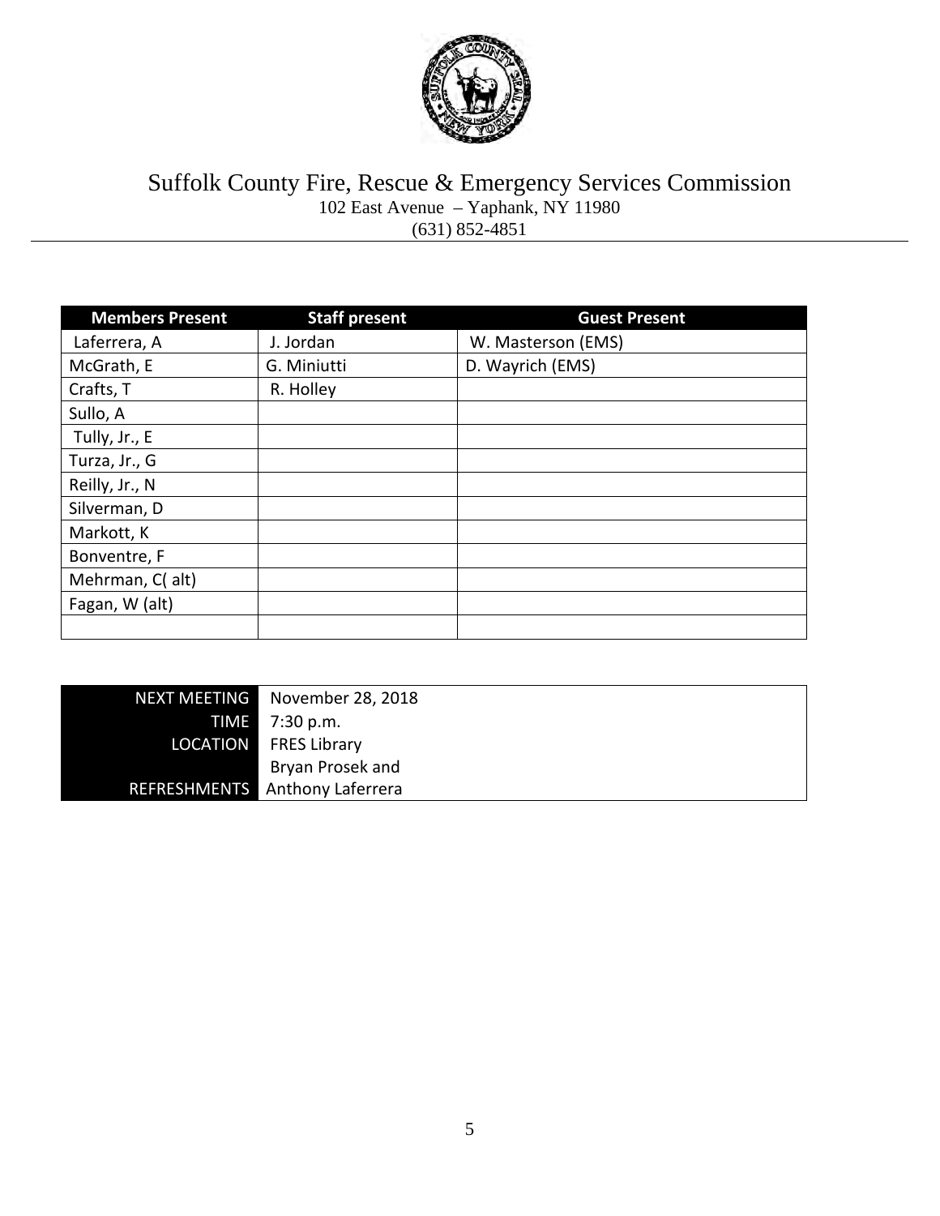# Suffolk County Fire, Rescue & Emergency Services Commission

102 East Avenue – Yaphank, NY 11980
(631) 852-4851

| Members Present | Staff present | Guest Present |
|---|---|---|
| Laferrera, A | J. Jordan | W. Masterson (EMS) |
| McGrath, E | G. Miniutti | D. Wayrich (EMS) |
| Crafts, T | R. Holley | |
| Sullo, A | | |
| Tully, Jr., E | | |
| Turza, Jr., G | | |
| Reilly, Jr., N | | |
| Silverman, D | | |
| Markott, K | | |
| Bonventre, F | | |
| Mehrman, C( alt) | | |
| Fagan, W (alt) | | |
| | | |

| | |
|---|---|
| NEXT MEETING | November 28, 2018 |
| TIME | 7:30 p.m. |
| LOCATION | FRES Library |
| REFRESHMENTS | Bryan Prosek and Anthony Laferrera |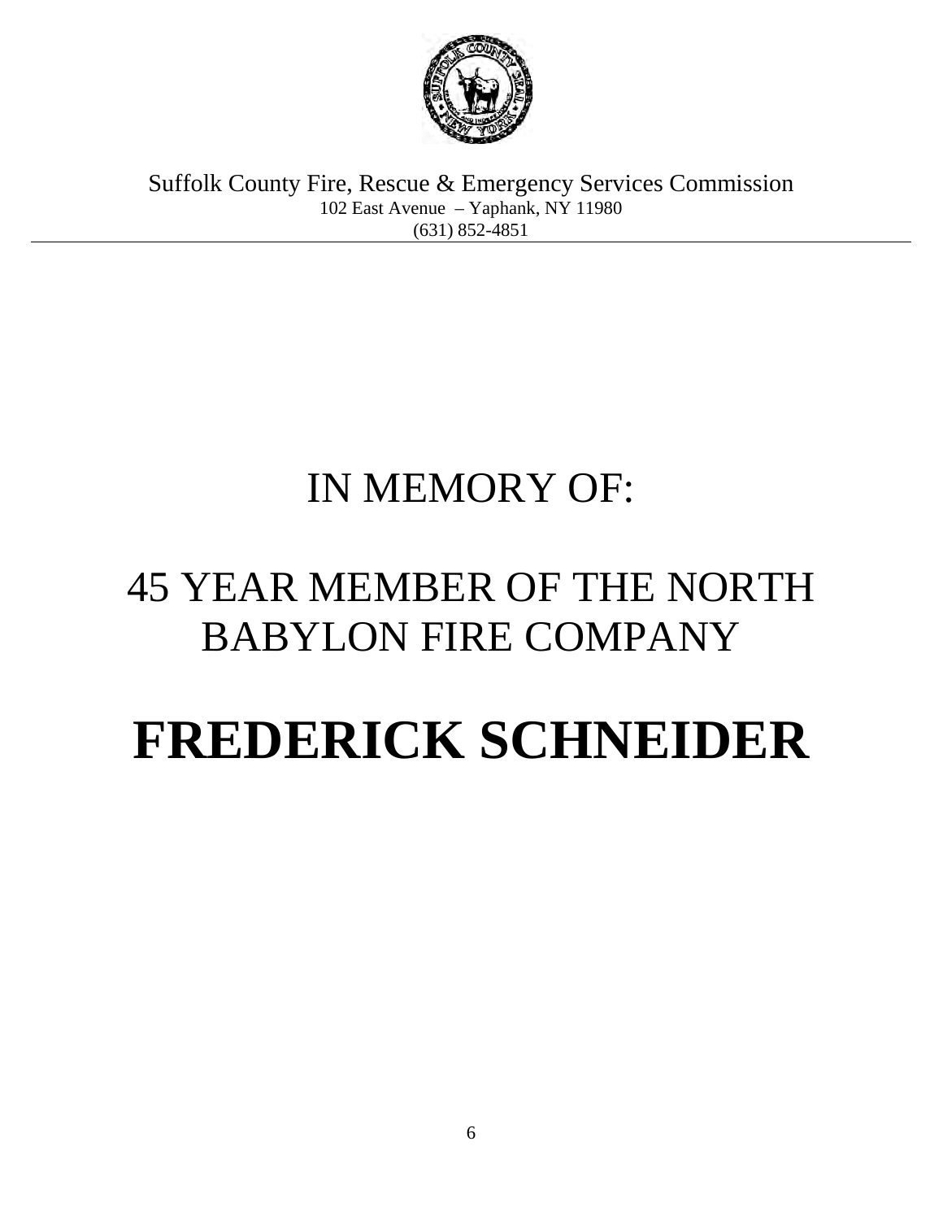Suffolk County Fire, Rescue & Emergency Services Commission
102 East Avenue – Yaphank, NY 11980
(631) 852-4851

---

# IN MEMORY OF:

# 45 YEAR MEMBER OF THE NORTH BABYLON FIRE COMPANY

# **FREDERICK SCHNEIDER**